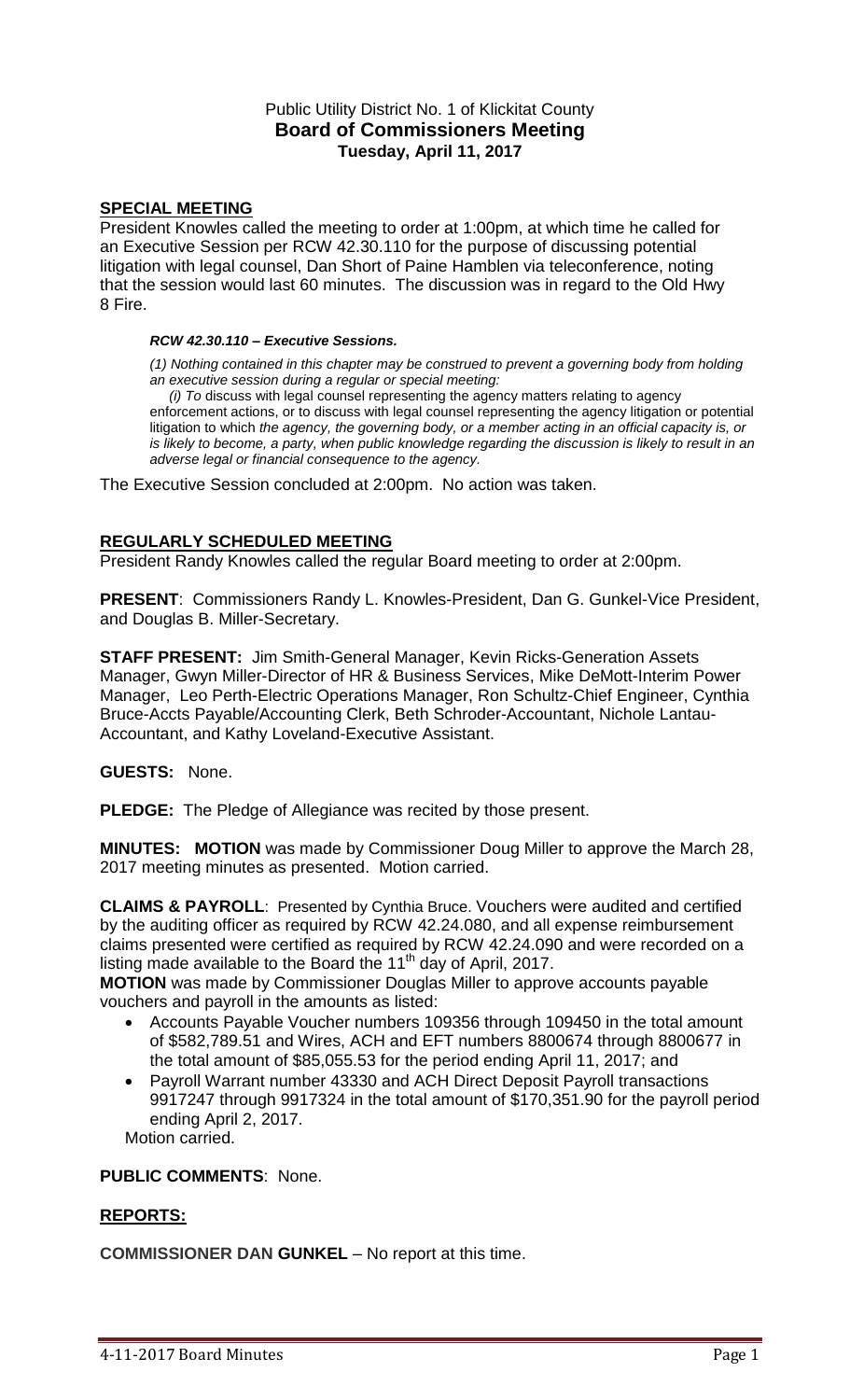Public Utility District No. 1 of Klickitat County
**Board of Commissioners Meeting**
**Tuesday, April 11, 2017**

## SPECIAL MEETING

President Knowles called the meeting to order at 1:00pm, at which time he called for an Executive Session per RCW 42.30.110 for the purpose of discussing potential litigation with legal counsel, Dan Short of Paine Hamblen via teleconference, noting that the session would last 60 minutes. The discussion was in regard to the Old Hwy 8 Fire.

> ***RCW 42.30.110 – Executive Sessions.***
>
> *(1) Nothing contained in this chapter may be construed to prevent a governing body from holding an executive session during a regular or special meeting:*
>
> *(i) To* discuss with legal counsel representing the agency matters relating to agency enforcement actions, or to discuss with legal counsel representing the agency litigation or potential litigation to which *the agency, the governing body, or a member acting in an official capacity is, or is likely to become, a party, when public knowledge regarding the discussion is likely to result in an adverse legal or financial consequence to the agency.*

The Executive Session concluded at 2:00pm. No action was taken.

## REGULARLY SCHEDULED MEETING

President Randy Knowles called the regular Board meeting to order at 2:00pm.

**PRESENT**: Commissioners Randy L. Knowles-President, Dan G. Gunkel-Vice President, and Douglas B. Miller-Secretary.

**STAFF PRESENT:** Jim Smith-General Manager, Kevin Ricks-Generation Assets Manager, Gwyn Miller-Director of HR & Business Services, Mike DeMott-Interim Power Manager, Leo Perth-Electric Operations Manager, Ron Schultz-Chief Engineer, Cynthia Bruce-Accts Payable/Accounting Clerk, Beth Schroder-Accountant, Nichole Lantau-Accountant, and Kathy Loveland-Executive Assistant.

**GUESTS:** None.

**PLEDGE:** The Pledge of Allegiance was recited by those present.

**MINUTES:** **MOTION** was made by Commissioner Doug Miller to approve the March 28, 2017 meeting minutes as presented. Motion carried.

**CLAIMS & PAYROLL**: Presented by Cynthia Bruce. Vouchers were audited and certified by the auditing officer as required by RCW 42.24.080, and all expense reimbursement claims presented were certified as required by RCW 42.24.090 and were recorded on a listing made available to the Board the 11th day of April, 2017.

**MOTION** was made by Commissioner Douglas Miller to approve accounts payable vouchers and payroll in the amounts as listed:

- Accounts Payable Voucher numbers 109356 through 109450 in the total amount of $582,789.51 and Wires, ACH and EFT numbers 8800674 through 8800677 in the total amount of $85,055.53 for the period ending April 11, 2017; and
- Payroll Warrant number 43330 and ACH Direct Deposit Payroll transactions 9917247 through 9917324 in the total amount of $170,351.90 for the payroll period ending April 2, 2017.

Motion carried.

**PUBLIC COMMENTS**: None.

## REPORTS:

**COMMISSIONER DAN GUNKEL** – No report at this time.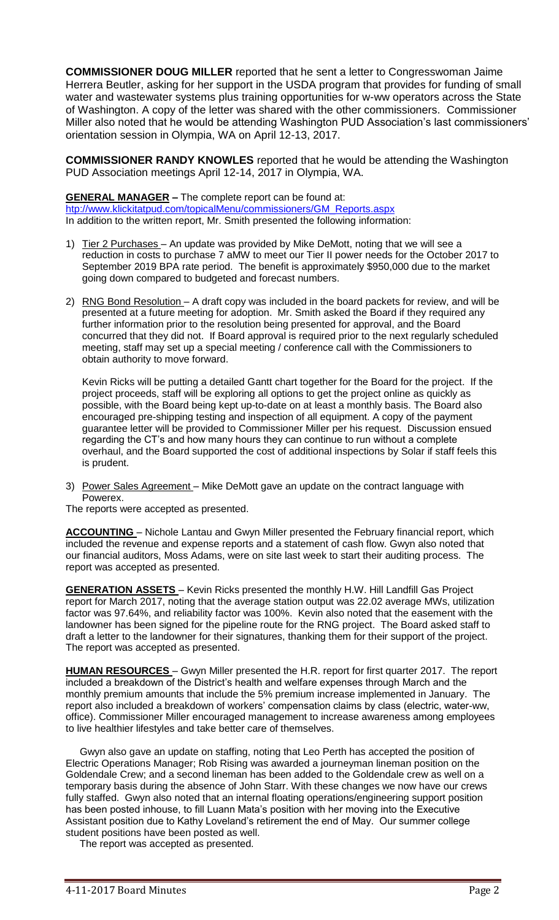**COMMISSIONER DOUG MILLER** reported that he sent a letter to Congresswoman Jaime Herrera Beutler, asking for her support in the USDA program that provides for funding of small water and wastewater systems plus training opportunities for w-ww operators across the State of Washington. A copy of the letter was shared with the other commissioners. Commissioner Miller also noted that he would be attending Washington PUD Association's last commissioners' orientation session in Olympia, WA on April 12-13, 2017.

**COMMISSIONER RANDY KNOWLES** reported that he would be attending the Washington PUD Association meetings April 12-14, 2017 in Olympia, WA.

**GENERAL MANAGER –** The complete report can be found at: htp://www.klickitatpud.com/topicalMenu/commissioners/GM_Reports.aspx
In addition to the written report, Mr. Smith presented the following information:

1) Tier 2 Purchases – An update was provided by Mike DeMott, noting that we will see a reduction in costs to purchase 7 aMW to meet our Tier II power needs for the October 2017 to September 2019 BPA rate period. The benefit is approximately $950,000 due to the market going down compared to budgeted and forecast numbers.

2) RNG Bond Resolution – A draft copy was included in the board packets for review, and will be presented at a future meeting for adoption. Mr. Smith asked the Board if they required any further information prior to the resolution being presented for approval, and the Board concurred that they did not. If Board approval is required prior to the next regularly scheduled meeting, staff may set up a special meeting / conference call with the Commissioners to obtain authority to move forward.

   Kevin Ricks will be putting a detailed Gantt chart together for the Board for the project. If the project proceeds, staff will be exploring all options to get the project online as quickly as possible, with the Board being kept up-to-date on at least a monthly basis. The Board also encouraged pre-shipping testing and inspection of all equipment. A copy of the payment guarantee letter will be provided to Commissioner Miller per his request. Discussion ensued regarding the CT's and how many hours they can continue to run without a complete overhaul, and the Board supported the cost of additional inspections by Solar if staff feels this is prudent.

3) Power Sales Agreement – Mike DeMott gave an update on the contract language with Powerex.

The reports were accepted as presented.

**ACCOUNTING** – Nichole Lantau and Gwyn Miller presented the February financial report, which included the revenue and expense reports and a statement of cash flow. Gwyn also noted that our financial auditors, Moss Adams, were on site last week to start their auditing process. The report was accepted as presented.

**GENERATION ASSETS** – Kevin Ricks presented the monthly H.W. Hill Landfill Gas Project report for March 2017, noting that the average station output was 22.02 average MWs, utilization factor was 97.64%, and reliability factor was 100%. Kevin also noted that the easement with the landowner has been signed for the pipeline route for the RNG project. The Board asked staff to draft a letter to the landowner for their signatures, thanking them for their support of the project. The report was accepted as presented.

**HUMAN RESOURCES** – Gwyn Miller presented the H.R. report for first quarter 2017. The report included a breakdown of the District's health and welfare expenses through March and the monthly premium amounts that include the 5% premium increase implemented in January. The report also included a breakdown of workers' compensation claims by class (electric, water-ww, office). Commissioner Miller encouraged management to increase awareness among employees to live healthier lifestyles and take better care of themselves.

Gwyn also gave an update on staffing, noting that Leo Perth has accepted the position of Electric Operations Manager; Rob Rising was awarded a journeyman lineman position on the Goldendale Crew; and a second lineman has been added to the Goldendale crew as well on a temporary basis during the absence of John Starr. With these changes we now have our crews fully staffed. Gwyn also noted that an internal floating operations/engineering support position has been posted inhouse, to fill Luann Mata's position with her moving into the Executive Assistant position due to Kathy Loveland's retirement the end of May. Our summer college student positions have been posted as well.

The report was accepted as presented.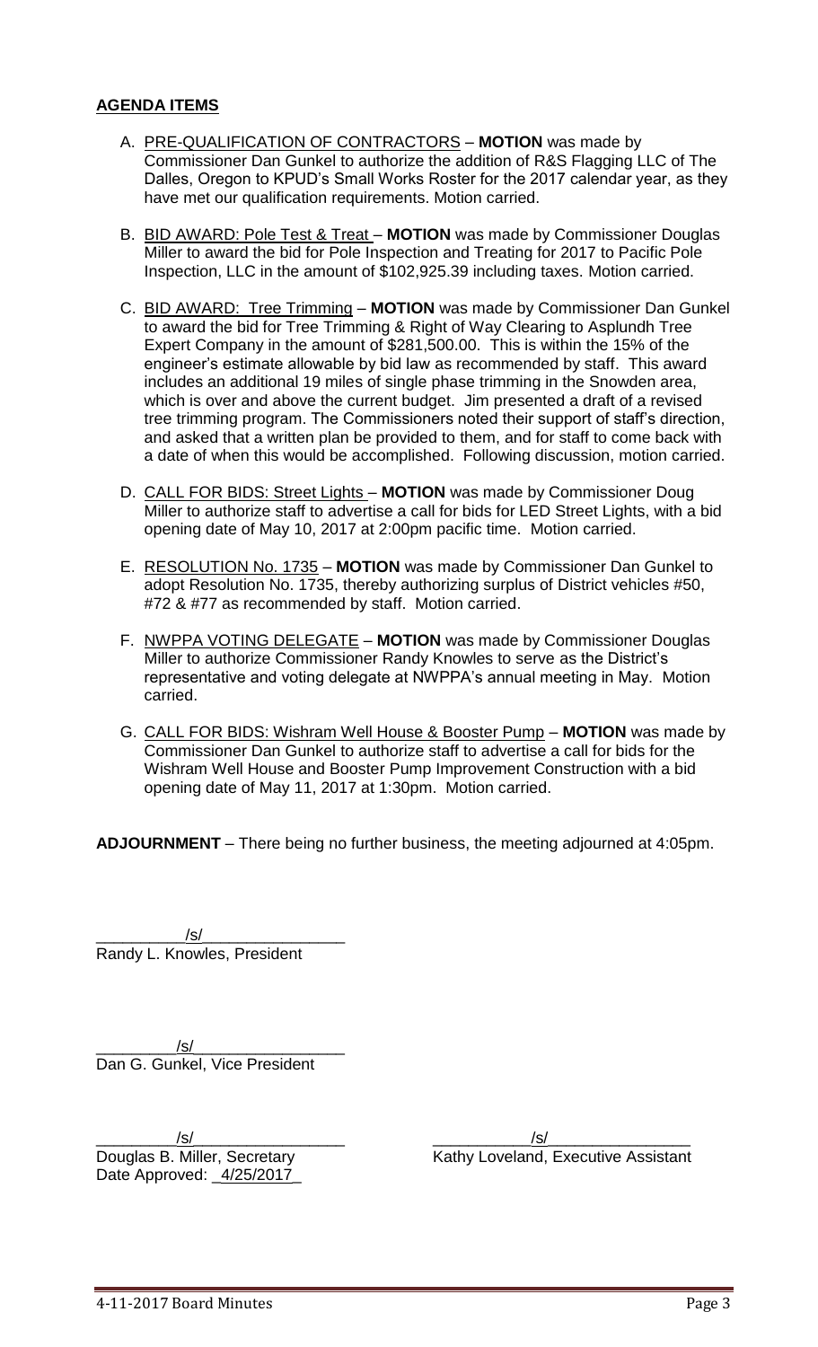## AGENDA ITEMS

A. PRE-QUALIFICATION OF CONTRACTORS – **MOTION** was made by Commissioner Dan Gunkel to authorize the addition of R&S Flagging LLC of The Dalles, Oregon to KPUD's Small Works Roster for the 2017 calendar year, as they have met our qualification requirements. Motion carried.

B. BID AWARD: Pole Test & Treat – **MOTION** was made by Commissioner Douglas Miller to award the bid for Pole Inspection and Treating for 2017 to Pacific Pole Inspection, LLC in the amount of $102,925.39 including taxes. Motion carried.

C. BID AWARD: Tree Trimming – **MOTION** was made by Commissioner Dan Gunkel to award the bid for Tree Trimming & Right of Way Clearing to Asplundh Tree Expert Company in the amount of $281,500.00. This is within the 15% of the engineer's estimate allowable by bid law as recommended by staff. This award includes an additional 19 miles of single phase trimming in the Snowden area, which is over and above the current budget. Jim presented a draft of a revised tree trimming program. The Commissioners noted their support of staff's direction, and asked that a written plan be provided to them, and for staff to come back with a date of when this would be accomplished. Following discussion, motion carried.

D. CALL FOR BIDS: Street Lights – **MOTION** was made by Commissioner Doug Miller to authorize staff to advertise a call for bids for LED Street Lights, with a bid opening date of May 10, 2017 at 2:00pm pacific time. Motion carried.

E. RESOLUTION No. 1735 – **MOTION** was made by Commissioner Dan Gunkel to adopt Resolution No. 1735, thereby authorizing surplus of District vehicles #50, #72 & #77 as recommended by staff. Motion carried.

F. NWPPA VOTING DELEGATE – **MOTION** was made by Commissioner Douglas Miller to authorize Commissioner Randy Knowles to serve as the District's representative and voting delegate at NWPPA's annual meeting in May. Motion carried.

G. CALL FOR BIDS: Wishram Well House & Booster Pump – **MOTION** was made by Commissioner Dan Gunkel to authorize staff to advertise a call for bids for the Wishram Well House and Booster Pump Improvement Construction with a bid opening date of May 11, 2017 at 1:30pm. Motion carried.

**ADJOURNMENT** – There being no further business, the meeting adjourned at 4:05pm.

/s/
Randy L. Knowles, President

/s/
Dan G. Gunkel, Vice President

/s/
Douglas B. Miller, Secretary
Date Approved: 4/25/2017

/s/
Kathy Loveland, Executive Assistant